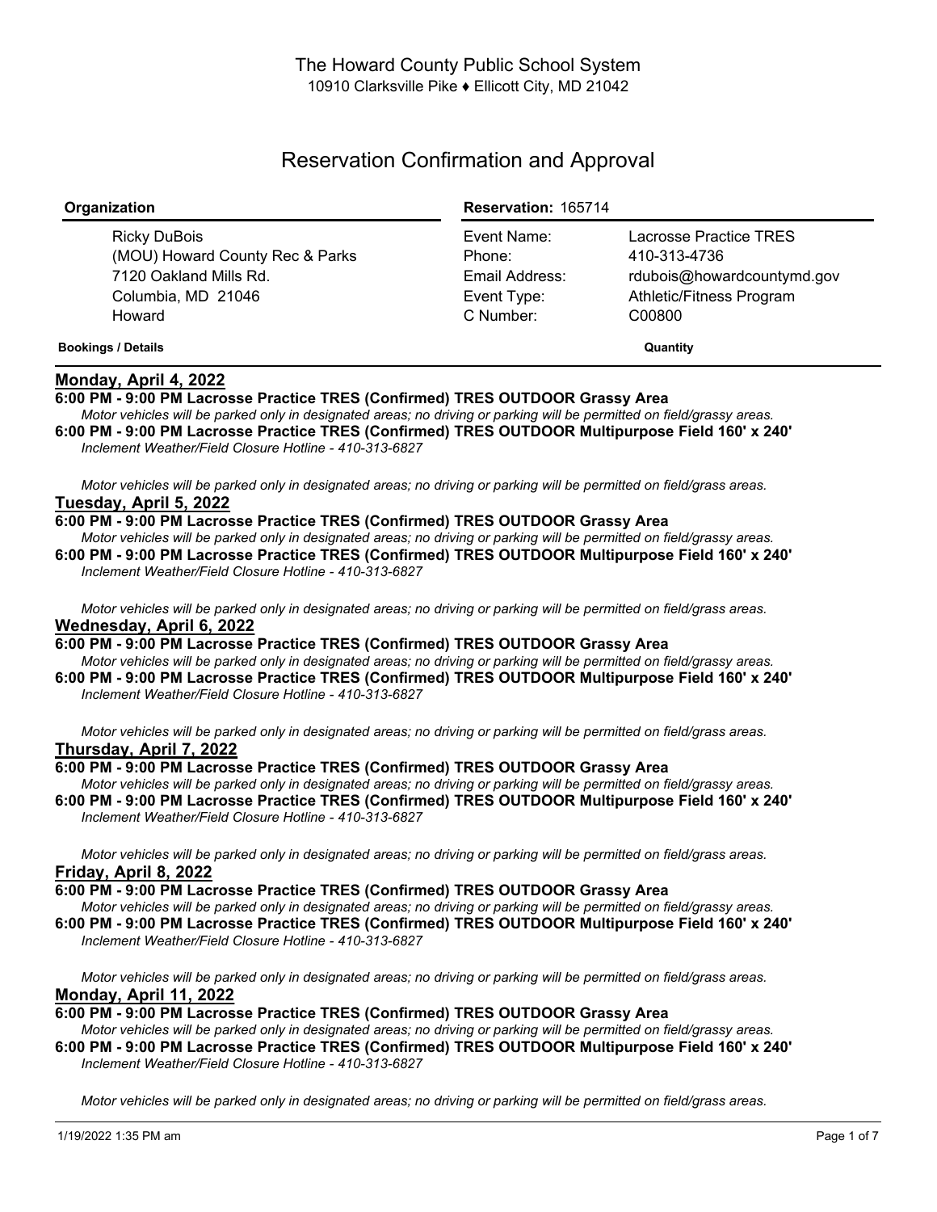The Howard County Public School System
10910 Clarksville Pike ♦ Ellicott City, MD 21042

# Reservation Confirmation and Approval

| Organization | Reservation: 165714 | |
|---|---|---|
| Ricky DuBois | Event Name: | Lacrosse Practice TRES |
| (MOU) Howard County Rec & Parks | Phone: | 410-313-4736 |
| 7120 Oakland Mills Rd. | Email Address: | rdubois@howardcountymd.gov |
| Columbia, MD 21046 | Event Type: | Athletic/Fitness Program |
| Howard | C Number: | C00800 |

**Bookings / Details** **Quantity**

## Monday, April 4, 2022

**6:00 PM - 9:00 PM Lacrosse Practice TRES (Confirmed) TRES OUTDOOR Grassy Area**
*Motor vehicles will be parked only in designated areas; no driving or parking will be permitted on field/grassy areas.*
**6:00 PM - 9:00 PM Lacrosse Practice TRES (Confirmed) TRES OUTDOOR Multipurpose Field 160' x 240'**
*Inclement Weather/Field Closure Hotline - 410-313-6827*

*Motor vehicles will be parked only in designated areas; no driving or parking will be permitted on field/grass areas.*

## Tuesday, April 5, 2022

**6:00 PM - 9:00 PM Lacrosse Practice TRES (Confirmed) TRES OUTDOOR Grassy Area**
*Motor vehicles will be parked only in designated areas; no driving or parking will be permitted on field/grassy areas.*
**6:00 PM - 9:00 PM Lacrosse Practice TRES (Confirmed) TRES OUTDOOR Multipurpose Field 160' x 240'**
*Inclement Weather/Field Closure Hotline - 410-313-6827*

*Motor vehicles will be parked only in designated areas; no driving or parking will be permitted on field/grass areas.*

## Wednesday, April 6, 2022

**6:00 PM - 9:00 PM Lacrosse Practice TRES (Confirmed) TRES OUTDOOR Grassy Area**
*Motor vehicles will be parked only in designated areas; no driving or parking will be permitted on field/grassy areas.*
**6:00 PM - 9:00 PM Lacrosse Practice TRES (Confirmed) TRES OUTDOOR Multipurpose Field 160' x 240'**
*Inclement Weather/Field Closure Hotline - 410-313-6827*

*Motor vehicles will be parked only in designated areas; no driving or parking will be permitted on field/grass areas.*

## Thursday, April 7, 2022

**6:00 PM - 9:00 PM Lacrosse Practice TRES (Confirmed) TRES OUTDOOR Grassy Area**
*Motor vehicles will be parked only in designated areas; no driving or parking will be permitted on field/grassy areas.*
**6:00 PM - 9:00 PM Lacrosse Practice TRES (Confirmed) TRES OUTDOOR Multipurpose Field 160' x 240'**
*Inclement Weather/Field Closure Hotline - 410-313-6827*

*Motor vehicles will be parked only in designated areas; no driving or parking will be permitted on field/grass areas.*

## Friday, April 8, 2022

**6:00 PM - 9:00 PM Lacrosse Practice TRES (Confirmed) TRES OUTDOOR Grassy Area**
*Motor vehicles will be parked only in designated areas; no driving or parking will be permitted on field/grassy areas.*
**6:00 PM - 9:00 PM Lacrosse Practice TRES (Confirmed) TRES OUTDOOR Multipurpose Field 160' x 240'**
*Inclement Weather/Field Closure Hotline - 410-313-6827*

*Motor vehicles will be parked only in designated areas; no driving or parking will be permitted on field/grass areas.*

## Monday, April 11, 2022

**6:00 PM - 9:00 PM Lacrosse Practice TRES (Confirmed) TRES OUTDOOR Grassy Area**
*Motor vehicles will be parked only in designated areas; no driving or parking will be permitted on field/grassy areas.*
**6:00 PM - 9:00 PM Lacrosse Practice TRES (Confirmed) TRES OUTDOOR Multipurpose Field 160' x 240'**
*Inclement Weather/Field Closure Hotline - 410-313-6827*

*Motor vehicles will be parked only in designated areas; no driving or parking will be permitted on field/grass areas.*

1/19/2022 1:35 PM am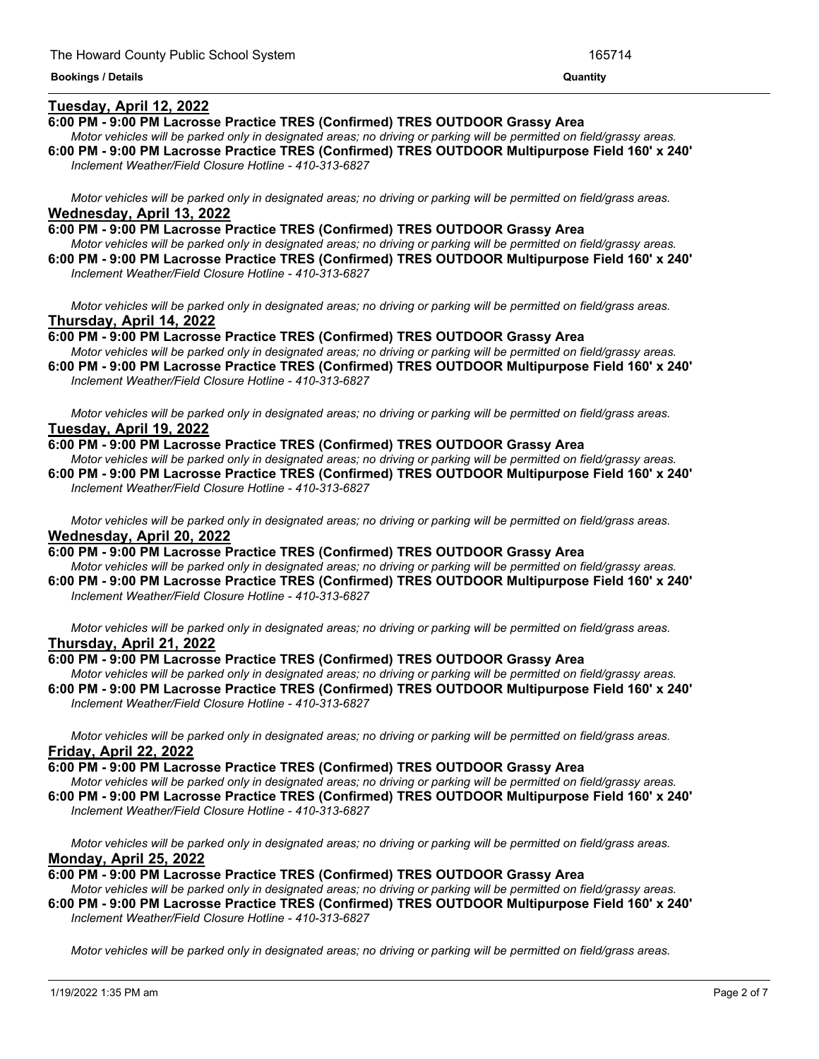**Bookings / Details** | **Quantity**

## Tuesday, April 12, 2022

**6:00 PM - 9:00 PM Lacrosse Practice TRES (Confirmed) TRES OUTDOOR Grassy Area**

*Motor vehicles will be parked only in designated areas; no driving or parking will be permitted on field/grassy areas.*

**6:00 PM - 9:00 PM Lacrosse Practice TRES (Confirmed) TRES OUTDOOR Multipurpose Field 160' x 240'**

*Inclement Weather/Field Closure Hotline - 410-313-6827*

*Motor vehicles will be parked only in designated areas; no driving or parking will be permitted on field/grass areas.*

## Wednesday, April 13, 2022

**6:00 PM - 9:00 PM Lacrosse Practice TRES (Confirmed) TRES OUTDOOR Grassy Area**

*Motor vehicles will be parked only in designated areas; no driving or parking will be permitted on field/grassy areas.*

**6:00 PM - 9:00 PM Lacrosse Practice TRES (Confirmed) TRES OUTDOOR Multipurpose Field 160' x 240'**

*Inclement Weather/Field Closure Hotline - 410-313-6827*

*Motor vehicles will be parked only in designated areas; no driving or parking will be permitted on field/grass areas.*

## Thursday, April 14, 2022

**6:00 PM - 9:00 PM Lacrosse Practice TRES (Confirmed) TRES OUTDOOR Grassy Area**

*Motor vehicles will be parked only in designated areas; no driving or parking will be permitted on field/grassy areas.*

**6:00 PM - 9:00 PM Lacrosse Practice TRES (Confirmed) TRES OUTDOOR Multipurpose Field 160' x 240'**

*Inclement Weather/Field Closure Hotline - 410-313-6827*

*Motor vehicles will be parked only in designated areas; no driving or parking will be permitted on field/grass areas.*

## Tuesday, April 19, 2022

**6:00 PM - 9:00 PM Lacrosse Practice TRES (Confirmed) TRES OUTDOOR Grassy Area**

*Motor vehicles will be parked only in designated areas; no driving or parking will be permitted on field/grassy areas.*

**6:00 PM - 9:00 PM Lacrosse Practice TRES (Confirmed) TRES OUTDOOR Multipurpose Field 160' x 240'**

*Inclement Weather/Field Closure Hotline - 410-313-6827*

*Motor vehicles will be parked only in designated areas; no driving or parking will be permitted on field/grass areas.*

## Wednesday, April 20, 2022

**6:00 PM - 9:00 PM Lacrosse Practice TRES (Confirmed) TRES OUTDOOR Grassy Area**

*Motor vehicles will be parked only in designated areas; no driving or parking will be permitted on field/grassy areas.*

**6:00 PM - 9:00 PM Lacrosse Practice TRES (Confirmed) TRES OUTDOOR Multipurpose Field 160' x 240'**

*Inclement Weather/Field Closure Hotline - 410-313-6827*

*Motor vehicles will be parked only in designated areas; no driving or parking will be permitted on field/grass areas.*

## Thursday, April 21, 2022

**6:00 PM - 9:00 PM Lacrosse Practice TRES (Confirmed) TRES OUTDOOR Grassy Area**

*Motor vehicles will be parked only in designated areas; no driving or parking will be permitted on field/grassy areas.*

**6:00 PM - 9:00 PM Lacrosse Practice TRES (Confirmed) TRES OUTDOOR Multipurpose Field 160' x 240'**

*Inclement Weather/Field Closure Hotline - 410-313-6827*

*Motor vehicles will be parked only in designated areas; no driving or parking will be permitted on field/grass areas.*

## Friday, April 22, 2022

**6:00 PM - 9:00 PM Lacrosse Practice TRES (Confirmed) TRES OUTDOOR Grassy Area**

*Motor vehicles will be parked only in designated areas; no driving or parking will be permitted on field/grassy areas.*

**6:00 PM - 9:00 PM Lacrosse Practice TRES (Confirmed) TRES OUTDOOR Multipurpose Field 160' x 240'**

*Inclement Weather/Field Closure Hotline - 410-313-6827*

*Motor vehicles will be parked only in designated areas; no driving or parking will be permitted on field/grass areas.*

## Monday, April 25, 2022

**6:00 PM - 9:00 PM Lacrosse Practice TRES (Confirmed) TRES OUTDOOR Grassy Area**

*Motor vehicles will be parked only in designated areas; no driving or parking will be permitted on field/grassy areas.*

**6:00 PM - 9:00 PM Lacrosse Practice TRES (Confirmed) TRES OUTDOOR Multipurpose Field 160' x 240'**

*Inclement Weather/Field Closure Hotline - 410-313-6827*

*Motor vehicles will be parked only in designated areas; no driving or parking will be permitted on field/grass areas.*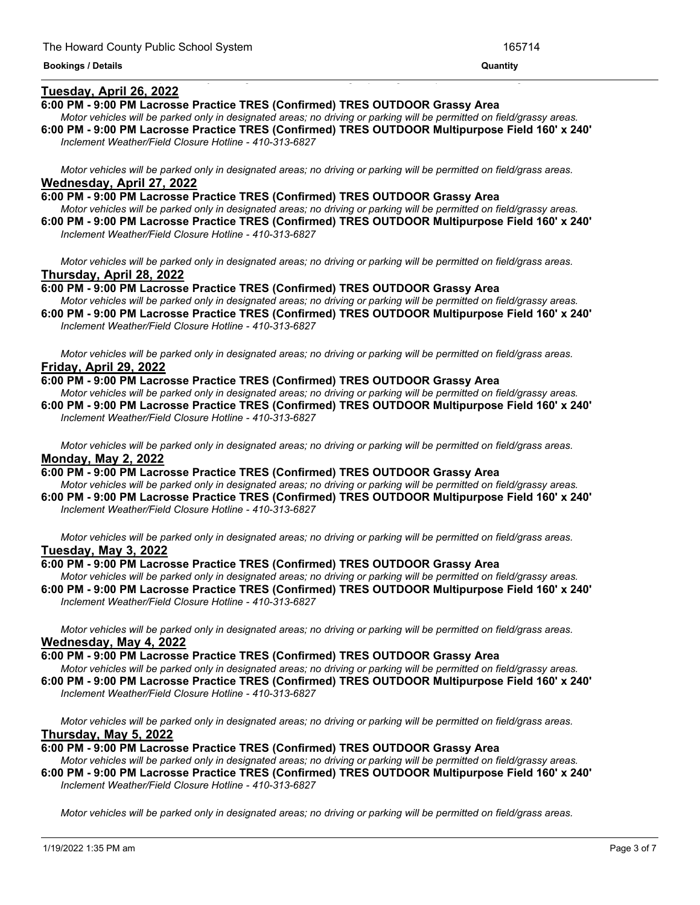**Bookings / Details** | **Quantity**

## Tuesday, April 26, 2022

**6:00 PM - 9:00 PM Lacrosse Practice TRES (Confirmed) TRES OUTDOOR Grassy Area**

*Motor vehicles will be parked only in designated areas; no driving or parking will be permitted on field/grassy areas.*

**6:00 PM - 9:00 PM Lacrosse Practice TRES (Confirmed) TRES OUTDOOR Multipurpose Field 160' x 240'**

*Inclement Weather/Field Closure Hotline - 410-313-6827*

*Motor vehicles will be parked only in designated areas; no driving or parking will be permitted on field/grass areas.*

## Wednesday, April 27, 2022

**6:00 PM - 9:00 PM Lacrosse Practice TRES (Confirmed) TRES OUTDOOR Grassy Area**

*Motor vehicles will be parked only in designated areas; no driving or parking will be permitted on field/grassy areas.*

**6:00 PM - 9:00 PM Lacrosse Practice TRES (Confirmed) TRES OUTDOOR Multipurpose Field 160' x 240'**

*Inclement Weather/Field Closure Hotline - 410-313-6827*

*Motor vehicles will be parked only in designated areas; no driving or parking will be permitted on field/grass areas.*

## Thursday, April 28, 2022

**6:00 PM - 9:00 PM Lacrosse Practice TRES (Confirmed) TRES OUTDOOR Grassy Area**

*Motor vehicles will be parked only in designated areas; no driving or parking will be permitted on field/grassy areas.*

**6:00 PM - 9:00 PM Lacrosse Practice TRES (Confirmed) TRES OUTDOOR Multipurpose Field 160' x 240'**

*Inclement Weather/Field Closure Hotline - 410-313-6827*

*Motor vehicles will be parked only in designated areas; no driving or parking will be permitted on field/grass areas.*

## Friday, April 29, 2022

**6:00 PM - 9:00 PM Lacrosse Practice TRES (Confirmed) TRES OUTDOOR Grassy Area**

*Motor vehicles will be parked only in designated areas; no driving or parking will be permitted on field/grassy areas.*

**6:00 PM - 9:00 PM Lacrosse Practice TRES (Confirmed) TRES OUTDOOR Multipurpose Field 160' x 240'**

*Inclement Weather/Field Closure Hotline - 410-313-6827*

*Motor vehicles will be parked only in designated areas; no driving or parking will be permitted on field/grass areas.*

## Monday, May 2, 2022

**6:00 PM - 9:00 PM Lacrosse Practice TRES (Confirmed) TRES OUTDOOR Grassy Area**

*Motor vehicles will be parked only in designated areas; no driving or parking will be permitted on field/grassy areas.*

**6:00 PM - 9:00 PM Lacrosse Practice TRES (Confirmed) TRES OUTDOOR Multipurpose Field 160' x 240'**

*Inclement Weather/Field Closure Hotline - 410-313-6827*

*Motor vehicles will be parked only in designated areas; no driving or parking will be permitted on field/grass areas.*

## Tuesday, May 3, 2022

**6:00 PM - 9:00 PM Lacrosse Practice TRES (Confirmed) TRES OUTDOOR Grassy Area**

*Motor vehicles will be parked only in designated areas; no driving or parking will be permitted on field/grassy areas.*

**6:00 PM - 9:00 PM Lacrosse Practice TRES (Confirmed) TRES OUTDOOR Multipurpose Field 160' x 240'**

*Inclement Weather/Field Closure Hotline - 410-313-6827*

*Motor vehicles will be parked only in designated areas; no driving or parking will be permitted on field/grass areas.*

## Wednesday, May 4, 2022

**6:00 PM - 9:00 PM Lacrosse Practice TRES (Confirmed) TRES OUTDOOR Grassy Area**

*Motor vehicles will be parked only in designated areas; no driving or parking will be permitted on field/grassy areas.*

**6:00 PM - 9:00 PM Lacrosse Practice TRES (Confirmed) TRES OUTDOOR Multipurpose Field 160' x 240'**

*Inclement Weather/Field Closure Hotline - 410-313-6827*

*Motor vehicles will be parked only in designated areas; no driving or parking will be permitted on field/grass areas.*

## Thursday, May 5, 2022

**6:00 PM - 9:00 PM Lacrosse Practice TRES (Confirmed) TRES OUTDOOR Grassy Area**

*Motor vehicles will be parked only in designated areas; no driving or parking will be permitted on field/grassy areas.*

**6:00 PM - 9:00 PM Lacrosse Practice TRES (Confirmed) TRES OUTDOOR Multipurpose Field 160' x 240'**

*Inclement Weather/Field Closure Hotline - 410-313-6827*

*Motor vehicles will be parked only in designated areas; no driving or parking will be permitted on field/grass areas.*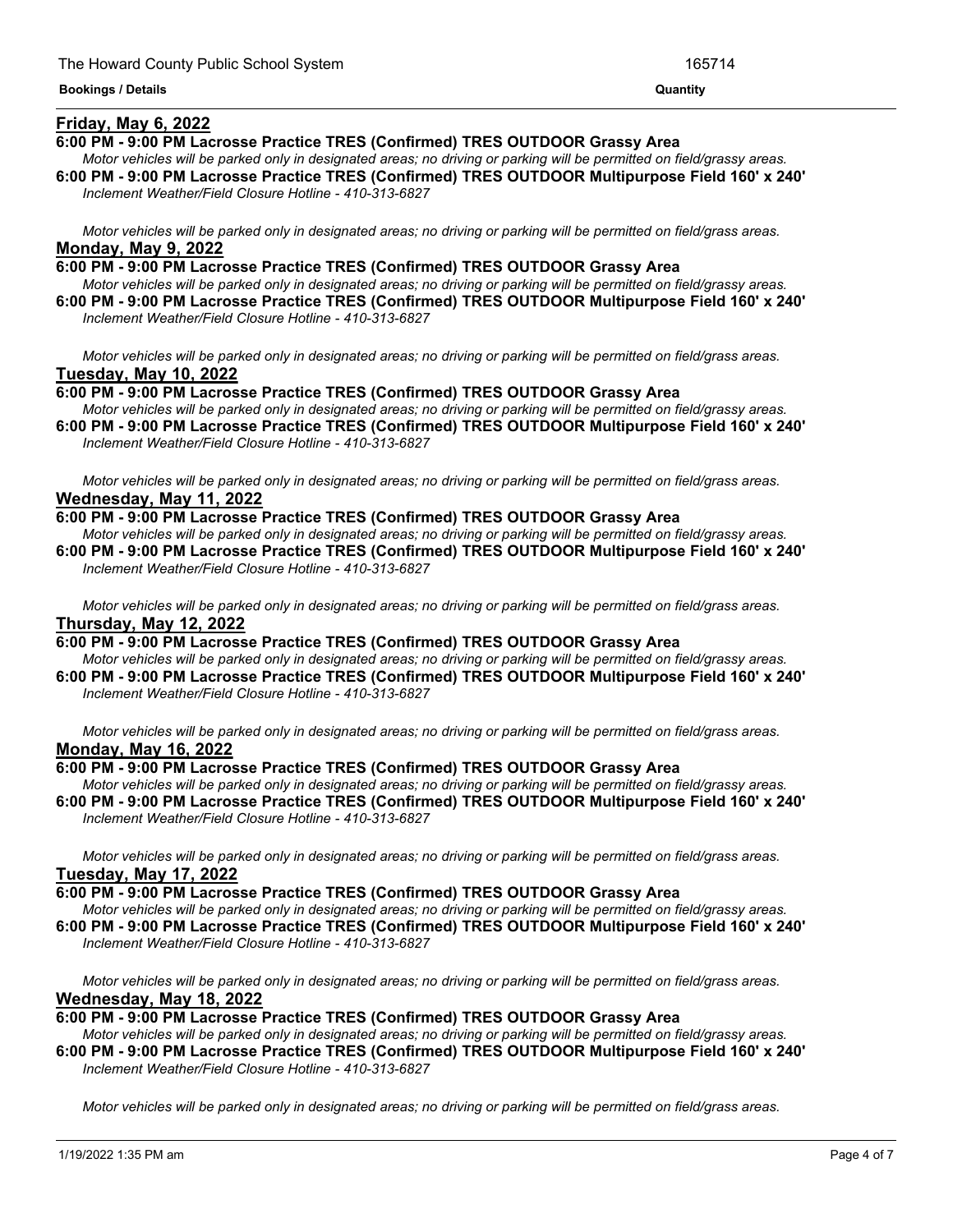**Bookings / Details** **Quantity**

**Friday, May 6, 2022**

**6:00 PM - 9:00 PM Lacrosse Practice TRES (Confirmed) TRES OUTDOOR Grassy Area**

*Motor vehicles will be parked only in designated areas; no driving or parking will be permitted on field/grassy areas.*

**6:00 PM - 9:00 PM Lacrosse Practice TRES (Confirmed) TRES OUTDOOR Multipurpose Field 160' x 240'**

*Inclement Weather/Field Closure Hotline - 410-313-6827*

*Motor vehicles will be parked only in designated areas; no driving or parking will be permitted on field/grass areas.*

**Monday, May 9, 2022**

**6:00 PM - 9:00 PM Lacrosse Practice TRES (Confirmed) TRES OUTDOOR Grassy Area**

*Motor vehicles will be parked only in designated areas; no driving or parking will be permitted on field/grassy areas.*

**6:00 PM - 9:00 PM Lacrosse Practice TRES (Confirmed) TRES OUTDOOR Multipurpose Field 160' x 240'**

*Inclement Weather/Field Closure Hotline - 410-313-6827*

*Motor vehicles will be parked only in designated areas; no driving or parking will be permitted on field/grass areas.*

**Tuesday, May 10, 2022**

**6:00 PM - 9:00 PM Lacrosse Practice TRES (Confirmed) TRES OUTDOOR Grassy Area**

*Motor vehicles will be parked only in designated areas; no driving or parking will be permitted on field/grassy areas.*

**6:00 PM - 9:00 PM Lacrosse Practice TRES (Confirmed) TRES OUTDOOR Multipurpose Field 160' x 240'**

*Inclement Weather/Field Closure Hotline - 410-313-6827*

*Motor vehicles will be parked only in designated areas; no driving or parking will be permitted on field/grass areas.*

**Wednesday, May 11, 2022**

**6:00 PM - 9:00 PM Lacrosse Practice TRES (Confirmed) TRES OUTDOOR Grassy Area**

*Motor vehicles will be parked only in designated areas; no driving or parking will be permitted on field/grassy areas.*

**6:00 PM - 9:00 PM Lacrosse Practice TRES (Confirmed) TRES OUTDOOR Multipurpose Field 160' x 240'**

*Inclement Weather/Field Closure Hotline - 410-313-6827*

*Motor vehicles will be parked only in designated areas; no driving or parking will be permitted on field/grass areas.*

**Thursday, May 12, 2022**

**6:00 PM - 9:00 PM Lacrosse Practice TRES (Confirmed) TRES OUTDOOR Grassy Area**

*Motor vehicles will be parked only in designated areas; no driving or parking will be permitted on field/grassy areas.*

**6:00 PM - 9:00 PM Lacrosse Practice TRES (Confirmed) TRES OUTDOOR Multipurpose Field 160' x 240'**

*Inclement Weather/Field Closure Hotline - 410-313-6827*

*Motor vehicles will be parked only in designated areas; no driving or parking will be permitted on field/grass areas.*

**Monday, May 16, 2022**

**6:00 PM - 9:00 PM Lacrosse Practice TRES (Confirmed) TRES OUTDOOR Grassy Area**

*Motor vehicles will be parked only in designated areas; no driving or parking will be permitted on field/grassy areas.*

**6:00 PM - 9:00 PM Lacrosse Practice TRES (Confirmed) TRES OUTDOOR Multipurpose Field 160' x 240'**

*Inclement Weather/Field Closure Hotline - 410-313-6827*

*Motor vehicles will be parked only in designated areas; no driving or parking will be permitted on field/grass areas.*

**Tuesday, May 17, 2022**

**6:00 PM - 9:00 PM Lacrosse Practice TRES (Confirmed) TRES OUTDOOR Grassy Area**

*Motor vehicles will be parked only in designated areas; no driving or parking will be permitted on field/grassy areas.*

**6:00 PM - 9:00 PM Lacrosse Practice TRES (Confirmed) TRES OUTDOOR Multipurpose Field 160' x 240'**

*Inclement Weather/Field Closure Hotline - 410-313-6827*

*Motor vehicles will be parked only in designated areas; no driving or parking will be permitted on field/grass areas.*

**Wednesday, May 18, 2022**

**6:00 PM - 9:00 PM Lacrosse Practice TRES (Confirmed) TRES OUTDOOR Grassy Area**

*Motor vehicles will be parked only in designated areas; no driving or parking will be permitted on field/grassy areas.*

**6:00 PM - 9:00 PM Lacrosse Practice TRES (Confirmed) TRES OUTDOOR Multipurpose Field 160' x 240'**

*Inclement Weather/Field Closure Hotline - 410-313-6827*

*Motor vehicles will be parked only in designated areas; no driving or parking will be permitted on field/grass areas.*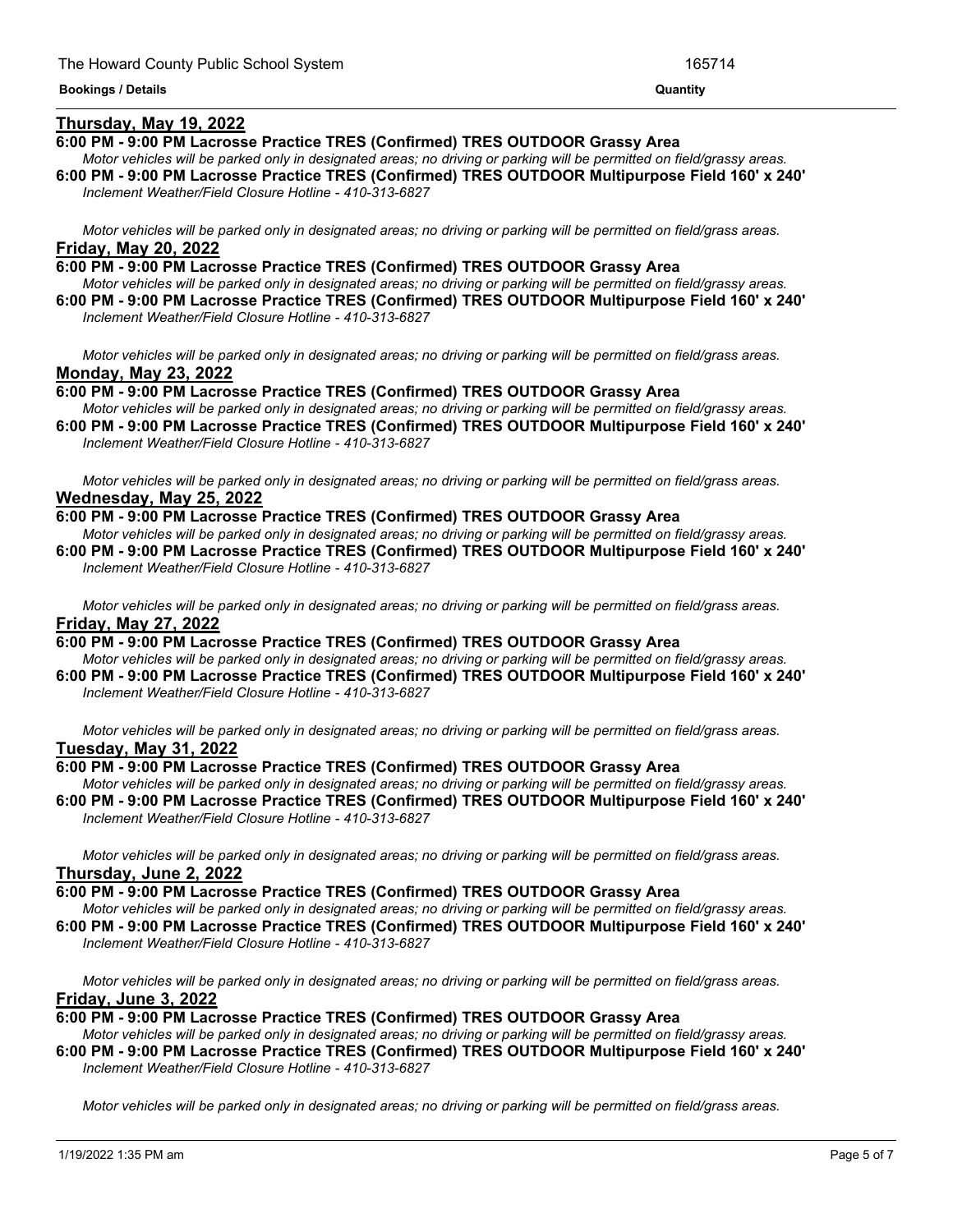**Thursday, May 19, 2022**

**6:00 PM - 9:00 PM Lacrosse Practice TRES (Confirmed) TRES OUTDOOR Grassy Area**

*Motor vehicles will be parked only in designated areas; no driving or parking will be permitted on field/grassy areas.*

**6:00 PM - 9:00 PM Lacrosse Practice TRES (Confirmed) TRES OUTDOOR Multipurpose Field 160' x 240'**

*Inclement Weather/Field Closure Hotline - 410-313-6827*

*Motor vehicles will be parked only in designated areas; no driving or parking will be permitted on field/grass areas.*

**Friday, May 20, 2022**

**6:00 PM - 9:00 PM Lacrosse Practice TRES (Confirmed) TRES OUTDOOR Grassy Area**

*Motor vehicles will be parked only in designated areas; no driving or parking will be permitted on field/grassy areas.*

**6:00 PM - 9:00 PM Lacrosse Practice TRES (Confirmed) TRES OUTDOOR Multipurpose Field 160' x 240'**

*Inclement Weather/Field Closure Hotline - 410-313-6827*

*Motor vehicles will be parked only in designated areas; no driving or parking will be permitted on field/grass areas.*

**Monday, May 23, 2022**

**6:00 PM - 9:00 PM Lacrosse Practice TRES (Confirmed) TRES OUTDOOR Grassy Area**

*Motor vehicles will be parked only in designated areas; no driving or parking will be permitted on field/grassy areas.*

**6:00 PM - 9:00 PM Lacrosse Practice TRES (Confirmed) TRES OUTDOOR Multipurpose Field 160' x 240'**

*Inclement Weather/Field Closure Hotline - 410-313-6827*

*Motor vehicles will be parked only in designated areas; no driving or parking will be permitted on field/grass areas.*

**Wednesday, May 25, 2022**

**6:00 PM - 9:00 PM Lacrosse Practice TRES (Confirmed) TRES OUTDOOR Grassy Area**

*Motor vehicles will be parked only in designated areas; no driving or parking will be permitted on field/grassy areas.*

**6:00 PM - 9:00 PM Lacrosse Practice TRES (Confirmed) TRES OUTDOOR Multipurpose Field 160' x 240'**

*Inclement Weather/Field Closure Hotline - 410-313-6827*

*Motor vehicles will be parked only in designated areas; no driving or parking will be permitted on field/grass areas.*

**Friday, May 27, 2022**

**6:00 PM - 9:00 PM Lacrosse Practice TRES (Confirmed) TRES OUTDOOR Grassy Area**

*Motor vehicles will be parked only in designated areas; no driving or parking will be permitted on field/grassy areas.*

**6:00 PM - 9:00 PM Lacrosse Practice TRES (Confirmed) TRES OUTDOOR Multipurpose Field 160' x 240'**

*Inclement Weather/Field Closure Hotline - 410-313-6827*

*Motor vehicles will be parked only in designated areas; no driving or parking will be permitted on field/grass areas.*

**Tuesday, May 31, 2022**

**6:00 PM - 9:00 PM Lacrosse Practice TRES (Confirmed) TRES OUTDOOR Grassy Area**

*Motor vehicles will be parked only in designated areas; no driving or parking will be permitted on field/grassy areas.*

**6:00 PM - 9:00 PM Lacrosse Practice TRES (Confirmed) TRES OUTDOOR Multipurpose Field 160' x 240'**

*Inclement Weather/Field Closure Hotline - 410-313-6827*

*Motor vehicles will be parked only in designated areas; no driving or parking will be permitted on field/grass areas.*

**Thursday, June 2, 2022**

**6:00 PM - 9:00 PM Lacrosse Practice TRES (Confirmed) TRES OUTDOOR Grassy Area**

*Motor vehicles will be parked only in designated areas; no driving or parking will be permitted on field/grassy areas.*

**6:00 PM - 9:00 PM Lacrosse Practice TRES (Confirmed) TRES OUTDOOR Multipurpose Field 160' x 240'**

*Inclement Weather/Field Closure Hotline - 410-313-6827*

*Motor vehicles will be parked only in designated areas; no driving or parking will be permitted on field/grass areas.*

**Friday, June 3, 2022**

**6:00 PM - 9:00 PM Lacrosse Practice TRES (Confirmed) TRES OUTDOOR Grassy Area**

*Motor vehicles will be parked only in designated areas; no driving or parking will be permitted on field/grassy areas.*

**6:00 PM - 9:00 PM Lacrosse Practice TRES (Confirmed) TRES OUTDOOR Multipurpose Field 160' x 240'**

*Inclement Weather/Field Closure Hotline - 410-313-6827*

*Motor vehicles will be parked only in designated areas; no driving or parking will be permitted on field/grass areas.*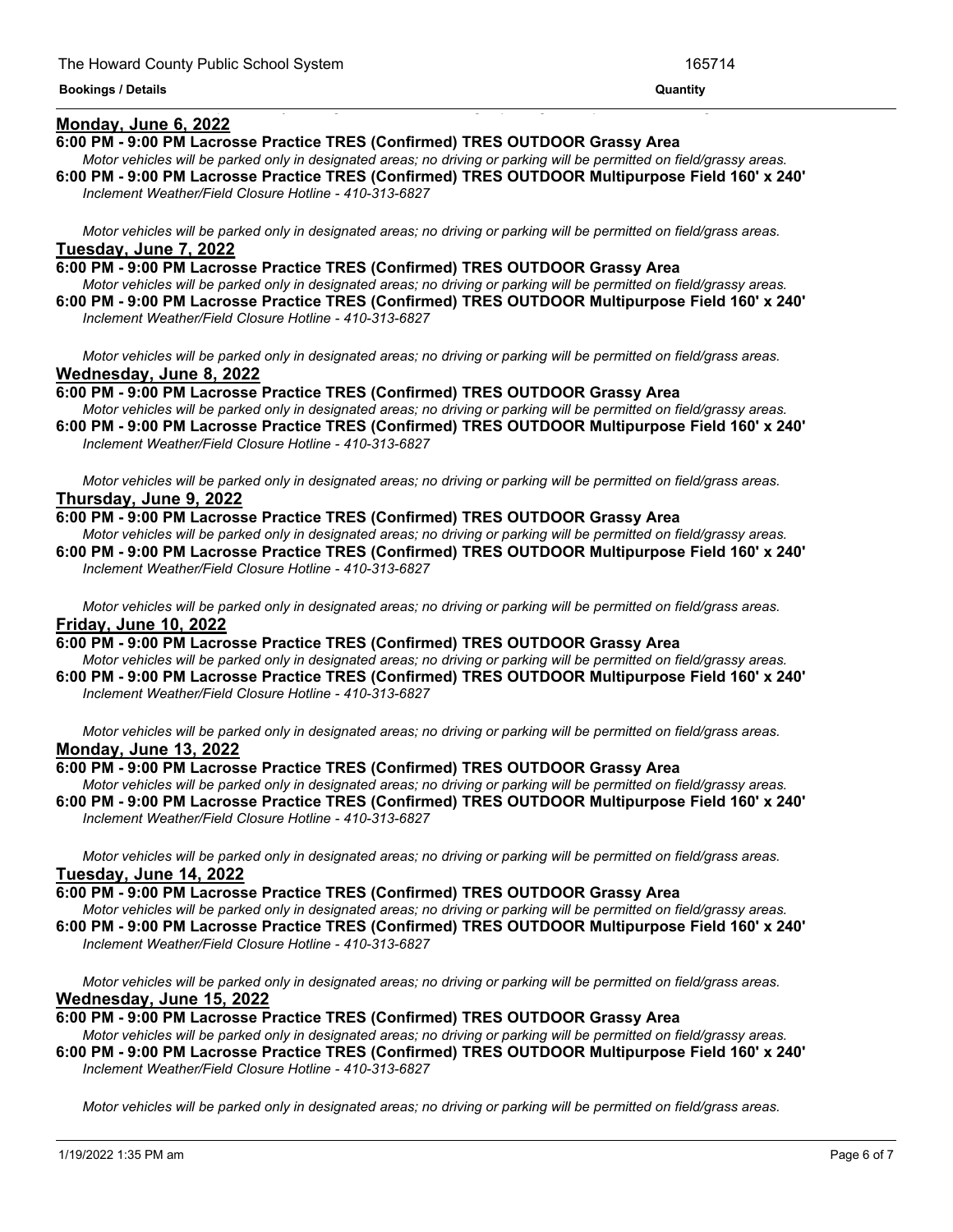**Bookings / Details** **Quantity**

**Monday, June 6, 2022**

**6:00 PM - 9:00 PM Lacrosse Practice TRES (Confirmed) TRES OUTDOOR Grassy Area**

*Motor vehicles will be parked only in designated areas; no driving or parking will be permitted on field/grassy areas.*

**6:00 PM - 9:00 PM Lacrosse Practice TRES (Confirmed) TRES OUTDOOR Multipurpose Field 160' x 240'**

*Inclement Weather/Field Closure Hotline - 410-313-6827*

*Motor vehicles will be parked only in designated areas; no driving or parking will be permitted on field/grass areas.*

**Tuesday, June 7, 2022**

**6:00 PM - 9:00 PM Lacrosse Practice TRES (Confirmed) TRES OUTDOOR Grassy Area**

*Motor vehicles will be parked only in designated areas; no driving or parking will be permitted on field/grassy areas.*

**6:00 PM - 9:00 PM Lacrosse Practice TRES (Confirmed) TRES OUTDOOR Multipurpose Field 160' x 240'**

*Inclement Weather/Field Closure Hotline - 410-313-6827*

*Motor vehicles will be parked only in designated areas; no driving or parking will be permitted on field/grass areas.*

**Wednesday, June 8, 2022**

**6:00 PM - 9:00 PM Lacrosse Practice TRES (Confirmed) TRES OUTDOOR Grassy Area**

*Motor vehicles will be parked only in designated areas; no driving or parking will be permitted on field/grassy areas.*

**6:00 PM - 9:00 PM Lacrosse Practice TRES (Confirmed) TRES OUTDOOR Multipurpose Field 160' x 240'**

*Inclement Weather/Field Closure Hotline - 410-313-6827*

*Motor vehicles will be parked only in designated areas; no driving or parking will be permitted on field/grass areas.*

**Thursday, June 9, 2022**

**6:00 PM - 9:00 PM Lacrosse Practice TRES (Confirmed) TRES OUTDOOR Grassy Area**

*Motor vehicles will be parked only in designated areas; no driving or parking will be permitted on field/grassy areas.*

**6:00 PM - 9:00 PM Lacrosse Practice TRES (Confirmed) TRES OUTDOOR Multipurpose Field 160' x 240'**

*Inclement Weather/Field Closure Hotline - 410-313-6827*

*Motor vehicles will be parked only in designated areas; no driving or parking will be permitted on field/grass areas.*

**Friday, June 10, 2022**

**6:00 PM - 9:00 PM Lacrosse Practice TRES (Confirmed) TRES OUTDOOR Grassy Area**

*Motor vehicles will be parked only in designated areas; no driving or parking will be permitted on field/grassy areas.*

**6:00 PM - 9:00 PM Lacrosse Practice TRES (Confirmed) TRES OUTDOOR Multipurpose Field 160' x 240'**

*Inclement Weather/Field Closure Hotline - 410-313-6827*

*Motor vehicles will be parked only in designated areas; no driving or parking will be permitted on field/grass areas.*

**Monday, June 13, 2022**

**6:00 PM - 9:00 PM Lacrosse Practice TRES (Confirmed) TRES OUTDOOR Grassy Area**

*Motor vehicles will be parked only in designated areas; no driving or parking will be permitted on field/grassy areas.*

**6:00 PM - 9:00 PM Lacrosse Practice TRES (Confirmed) TRES OUTDOOR Multipurpose Field 160' x 240'**

*Inclement Weather/Field Closure Hotline - 410-313-6827*

*Motor vehicles will be parked only in designated areas; no driving or parking will be permitted on field/grass areas.*

**Tuesday, June 14, 2022**

**6:00 PM - 9:00 PM Lacrosse Practice TRES (Confirmed) TRES OUTDOOR Grassy Area**

*Motor vehicles will be parked only in designated areas; no driving or parking will be permitted on field/grassy areas.*

**6:00 PM - 9:00 PM Lacrosse Practice TRES (Confirmed) TRES OUTDOOR Multipurpose Field 160' x 240'**

*Inclement Weather/Field Closure Hotline - 410-313-6827*

*Motor vehicles will be parked only in designated areas; no driving or parking will be permitted on field/grass areas.*

**Wednesday, June 15, 2022**

**6:00 PM - 9:00 PM Lacrosse Practice TRES (Confirmed) TRES OUTDOOR Grassy Area**

*Motor vehicles will be parked only in designated areas; no driving or parking will be permitted on field/grassy areas.*

**6:00 PM - 9:00 PM Lacrosse Practice TRES (Confirmed) TRES OUTDOOR Multipurpose Field 160' x 240'**

*Inclement Weather/Field Closure Hotline - 410-313-6827*

*Motor vehicles will be parked only in designated areas; no driving or parking will be permitted on field/grass areas.*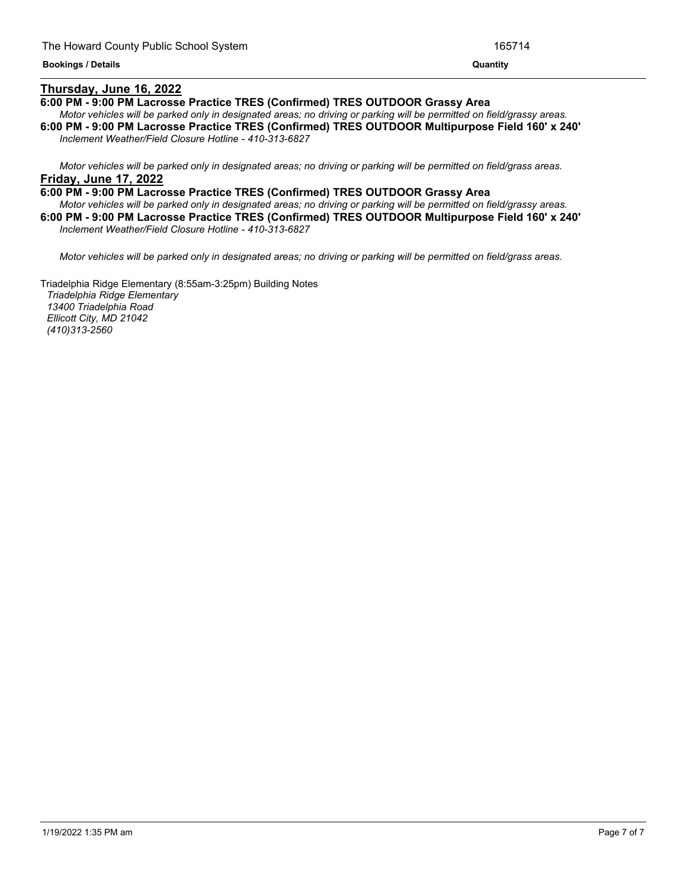**Bookings / Details** **Quantity**

## Thursday, June 16, 2022

**6:00 PM - 9:00 PM Lacrosse Practice TRES (Confirmed) TRES OUTDOOR Grassy Area**

*Motor vehicles will be parked only in designated areas; no driving or parking will be permitted on field/grassy areas.*

**6:00 PM - 9:00 PM Lacrosse Practice TRES (Confirmed) TRES OUTDOOR Multipurpose Field 160' x 240'**

*Inclement Weather/Field Closure Hotline - 410-313-6827*

*Motor vehicles will be parked only in designated areas; no driving or parking will be permitted on field/grass areas.*

## Friday, June 17, 2022

**6:00 PM - 9:00 PM Lacrosse Practice TRES (Confirmed) TRES OUTDOOR Grassy Area**

*Motor vehicles will be parked only in designated areas; no driving or parking will be permitted on field/grassy areas.*

**6:00 PM - 9:00 PM Lacrosse Practice TRES (Confirmed) TRES OUTDOOR Multipurpose Field 160' x 240'**

*Inclement Weather/Field Closure Hotline - 410-313-6827*

*Motor vehicles will be parked only in designated areas; no driving or parking will be permitted on field/grass areas.*

Triadelphia Ridge Elementary (8:55am-3:25pm) Building Notes

*Triadelphia Ridge Elementary*
*13400 Triadelphia Road*
*Ellicott City, MD 21042*
*(410)313-2560*